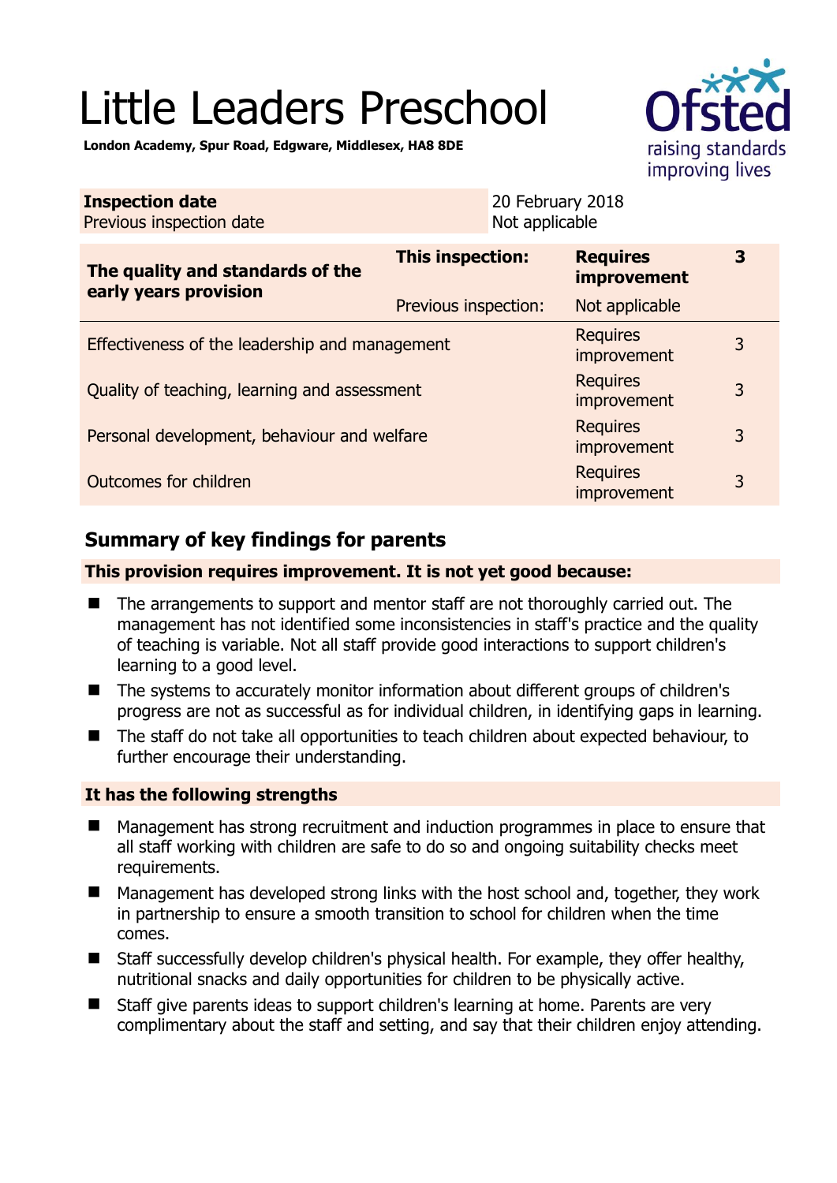# Little Leaders Preschool

**London Academy, Spur Road, Edgware, Middlesex, HA8 8DE**

| | |
|---|---|
| **Inspection date** | 20 February 2018 |
| Previous inspection date | Not applicable |

| | | | |
|---|---|---|---|
| **The quality and standards of the early years provision** | **This inspection:** | **Requires improvement** | **3** |
| | Previous inspection: | Not applicable | |
| Effectiveness of the leadership and management | | Requires improvement | 3 |
| Quality of teaching, learning and assessment | | Requires improvement | 3 |
| Personal development, behaviour and welfare | | Requires improvement | 3 |
| Outcomes for children | | Requires improvement | 3 |

## Summary of key findings for parents

**This provision requires improvement. It is not yet good because:**

- The arrangements to support and mentor staff are not thoroughly carried out. The management has not identified some inconsistencies in staff's practice and the quality of teaching is variable. Not all staff provide good interactions to support children's learning to a good level.
- The systems to accurately monitor information about different groups of children's progress are not as successful as for individual children, in identifying gaps in learning.
- The staff do not take all opportunities to teach children about expected behaviour, to further encourage their understanding.

**It has the following strengths**

- Management has strong recruitment and induction programmes in place to ensure that all staff working with children are safe to do so and ongoing suitability checks meet requirements.
- Management has developed strong links with the host school and, together, they work in partnership to ensure a smooth transition to school for children when the time comes.
- Staff successfully develop children's physical health. For example, they offer healthy, nutritional snacks and daily opportunities for children to be physically active.
- Staff give parents ideas to support children's learning at home. Parents are very complimentary about the staff and setting, and say that their children enjoy attending.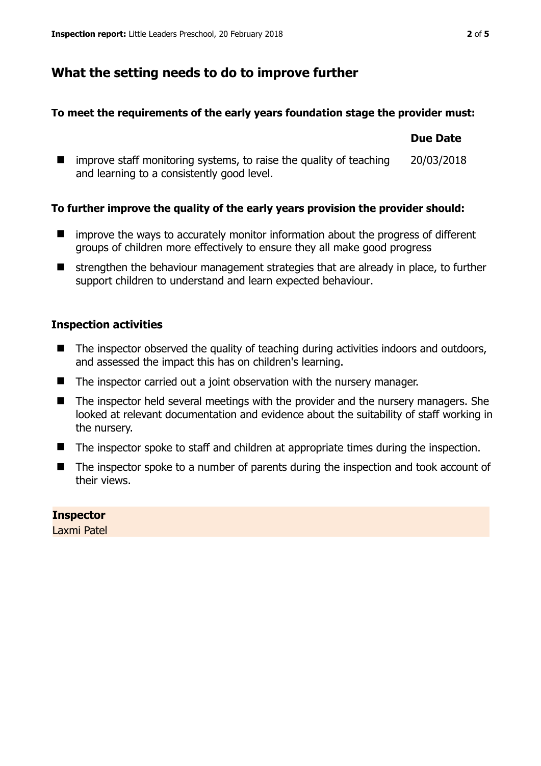## What the setting needs to do to improve further

### To meet the requirements of the early years foundation stage the provider must:

| | Due Date |
|---|---|
| improve staff monitoring systems, to raise the quality of teaching and learning to a consistently good level. | 20/03/2018 |

### To further improve the quality of the early years provision the provider should:

- improve the ways to accurately monitor information about the progress of different groups of children more effectively to ensure they all make good progress
- strengthen the behaviour management strategies that are already in place, to further support children to understand and learn expected behaviour.

### Inspection activities

- The inspector observed the quality of teaching during activities indoors and outdoors, and assessed the impact this has on children's learning.
- The inspector carried out a joint observation with the nursery manager.
- The inspector held several meetings with the provider and the nursery managers. She looked at relevant documentation and evidence about the suitability of staff working in the nursery.
- The inspector spoke to staff and children at appropriate times during the inspection.
- The inspector spoke to a number of parents during the inspection and took account of their views.

**Inspector**
Laxmi Patel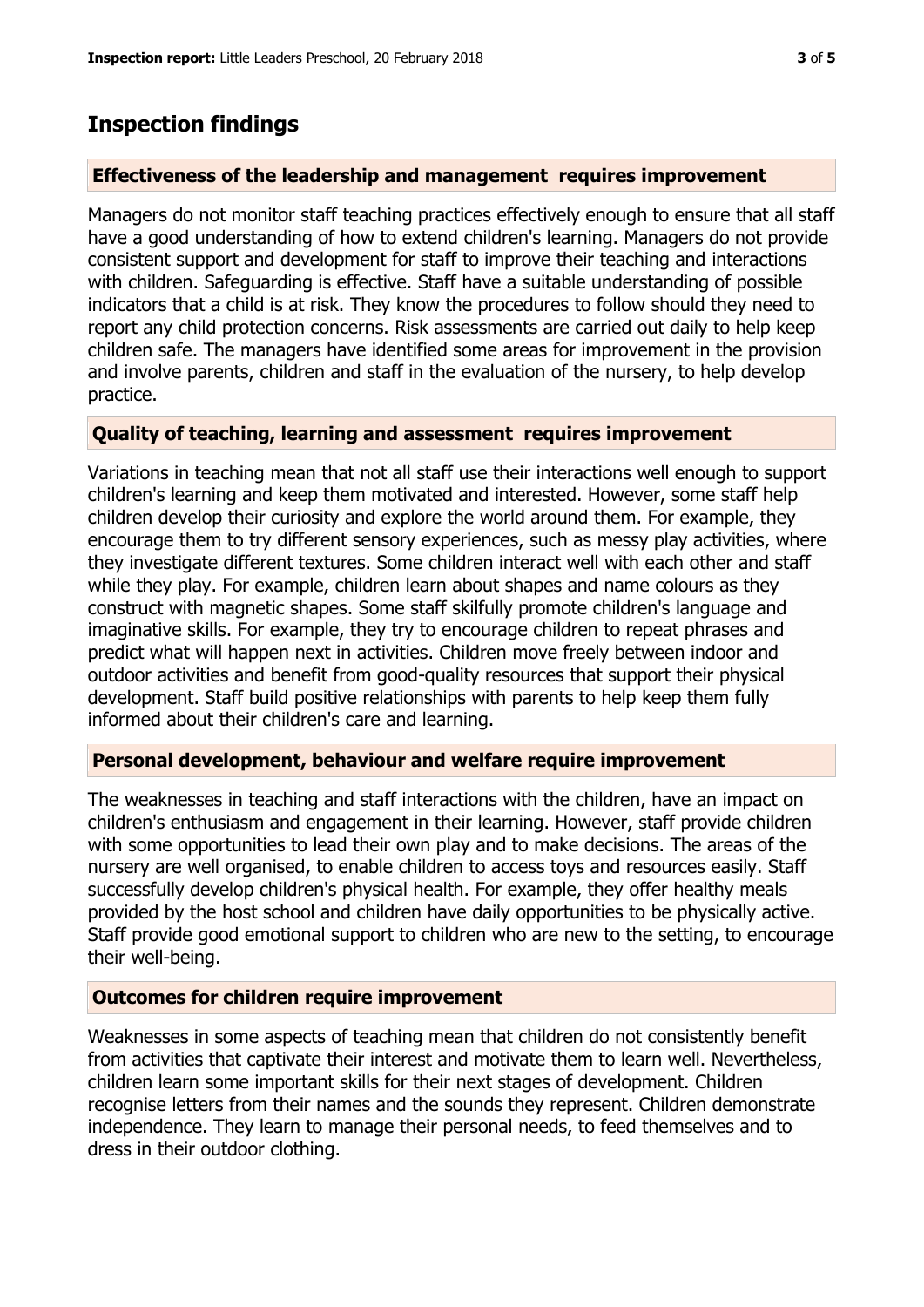## Inspection findings

### Effectiveness of the leadership and management requires improvement

Managers do not monitor staff teaching practices effectively enough to ensure that all staff have a good understanding of how to extend children's learning. Managers do not provide consistent support and development for staff to improve their teaching and interactions with children. Safeguarding is effective. Staff have a suitable understanding of possible indicators that a child is at risk. They know the procedures to follow should they need to report any child protection concerns. Risk assessments are carried out daily to help keep children safe. The managers have identified some areas for improvement in the provision and involve parents, children and staff in the evaluation of the nursery, to help develop practice.

### Quality of teaching, learning and assessment requires improvement

Variations in teaching mean that not all staff use their interactions well enough to support children's learning and keep them motivated and interested. However, some staff help children develop their curiosity and explore the world around them. For example, they encourage them to try different sensory experiences, such as messy play activities, where they investigate different textures. Some children interact well with each other and staff while they play. For example, children learn about shapes and name colours as they construct with magnetic shapes. Some staff skilfully promote children's language and imaginative skills. For example, they try to encourage children to repeat phrases and predict what will happen next in activities. Children move freely between indoor and outdoor activities and benefit from good-quality resources that support their physical development. Staff build positive relationships with parents to help keep them fully informed about their children's care and learning.

### Personal development, behaviour and welfare require improvement

The weaknesses in teaching and staff interactions with the children, have an impact on children's enthusiasm and engagement in their learning. However, staff provide children with some opportunities to lead their own play and to make decisions. The areas of the nursery are well organised, to enable children to access toys and resources easily. Staff successfully develop children's physical health. For example, they offer healthy meals provided by the host school and children have daily opportunities to be physically active. Staff provide good emotional support to children who are new to the setting, to encourage their well-being.

### Outcomes for children require improvement

Weaknesses in some aspects of teaching mean that children do not consistently benefit from activities that captivate their interest and motivate them to learn well. Nevertheless, children learn some important skills for their next stages of development. Children recognise letters from their names and the sounds they represent. Children demonstrate independence. They learn to manage their personal needs, to feed themselves and to dress in their outdoor clothing.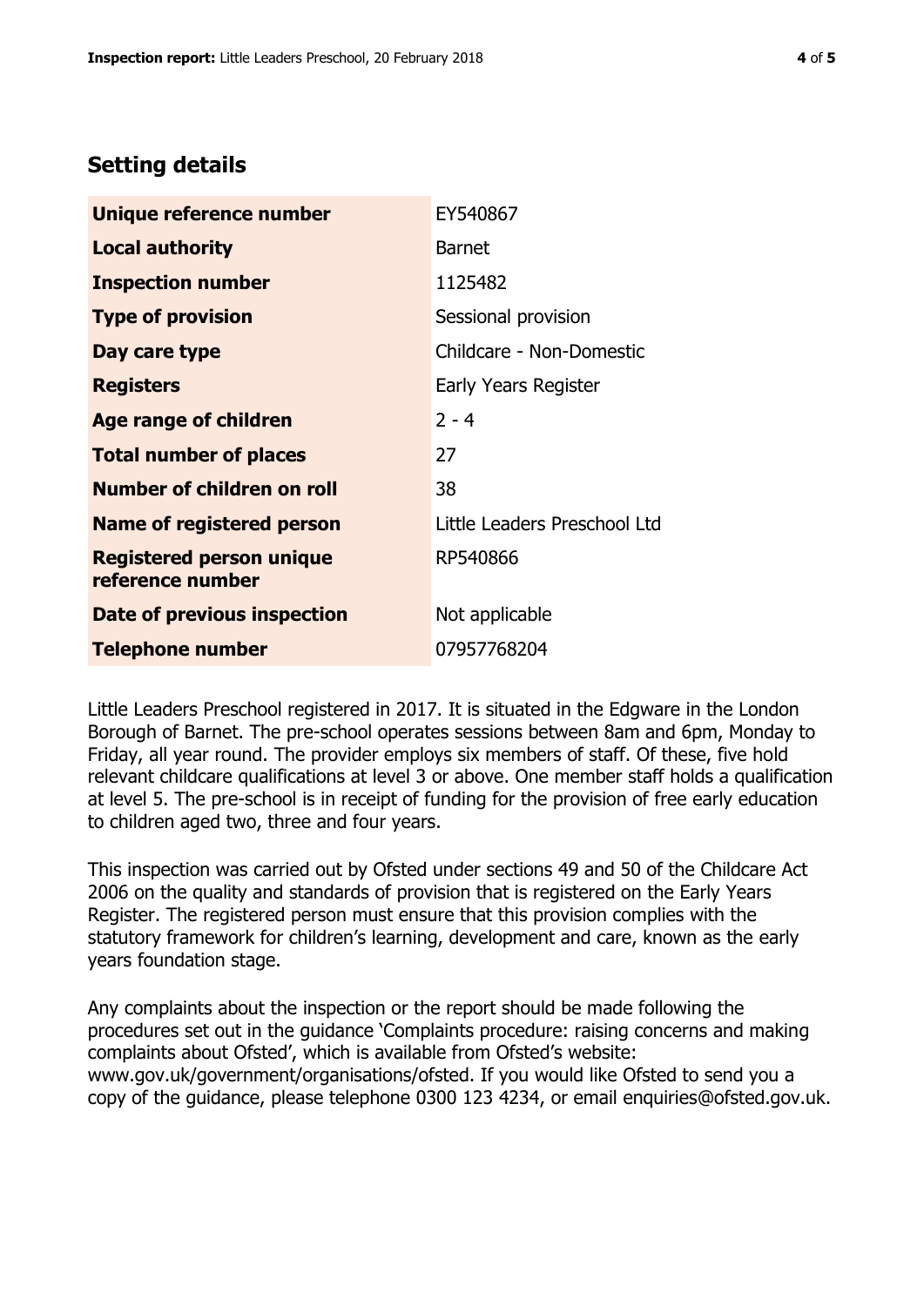## Setting details

| | |
|---|---|
| **Unique reference number** | EY540867 |
| **Local authority** | Barnet |
| **Inspection number** | 1125482 |
| **Type of provision** | Sessional provision |
| **Day care type** | Childcare - Non-Domestic |
| **Registers** | Early Years Register |
| **Age range of children** | 2 - 4 |
| **Total number of places** | 27 |
| **Number of children on roll** | 38 |
| **Name of registered person** | Little Leaders Preschool Ltd |
| **Registered person unique reference number** | RP540866 |
| **Date of previous inspection** | Not applicable |
| **Telephone number** | 07957768204 |

Little Leaders Preschool registered in 2017. It is situated in the Edgware in the London Borough of Barnet. The pre-school operates sessions between 8am and 6pm, Monday to Friday, all year round. The provider employs six members of staff. Of these, five hold relevant childcare qualifications at level 3 or above. One member staff holds a qualification at level 5. The pre-school is in receipt of funding for the provision of free early education to children aged two, three and four years.

This inspection was carried out by Ofsted under sections 49 and 50 of the Childcare Act 2006 on the quality and standards of provision that is registered on the Early Years Register. The registered person must ensure that this provision complies with the statutory framework for children's learning, development and care, known as the early years foundation stage.

Any complaints about the inspection or the report should be made following the procedures set out in the guidance 'Complaints procedure: raising concerns and making complaints about Ofsted', which is available from Ofsted's website: www.gov.uk/government/organisations/ofsted. If you would like Ofsted to send you a copy of the guidance, please telephone 0300 123 4234, or email enquiries@ofsted.gov.uk.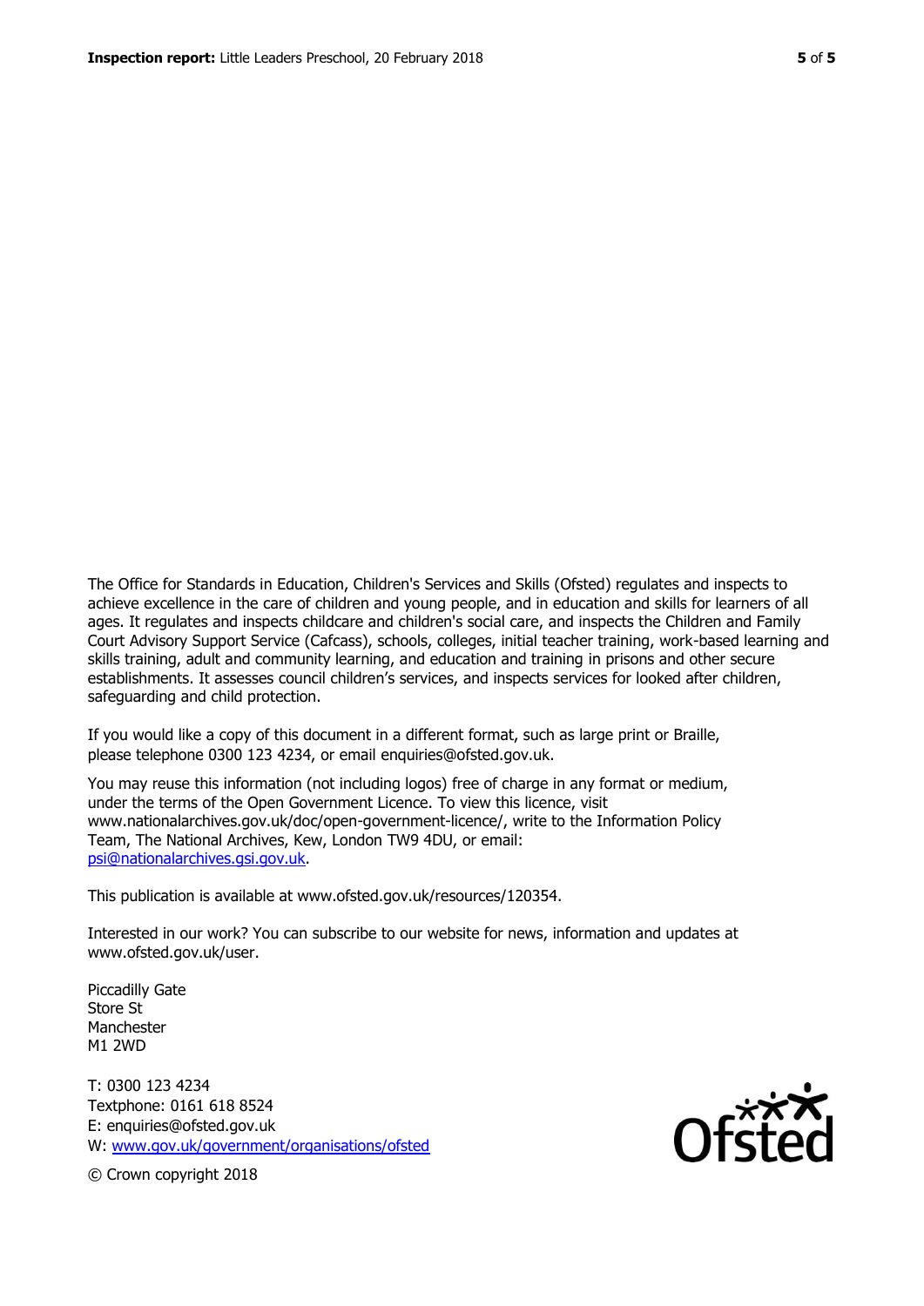The Office for Standards in Education, Children's Services and Skills (Ofsted) regulates and inspects to achieve excellence in the care of children and young people, and in education and skills for learners of all ages. It regulates and inspects childcare and children's social care, and inspects the Children and Family Court Advisory Support Service (Cafcass), schools, colleges, initial teacher training, work-based learning and skills training, adult and community learning, and education and training in prisons and other secure establishments. It assesses council children's services, and inspects services for looked after children, safeguarding and child protection.

If you would like a copy of this document in a different format, such as large print or Braille, please telephone 0300 123 4234, or email enquiries@ofsted.gov.uk.

You may reuse this information (not including logos) free of charge in any format or medium, under the terms of the Open Government Licence. To view this licence, visit www.nationalarchives.gov.uk/doc/open-government-licence/, write to the Information Policy Team, The National Archives, Kew, London TW9 4DU, or email: psi@nationalarchives.gsi.gov.uk.

This publication is available at www.ofsted.gov.uk/resources/120354.

Interested in our work? You can subscribe to our website for news, information and updates at www.ofsted.gov.uk/user.

Piccadilly Gate
Store St
Manchester
M1 2WD

T: 0300 123 4234
Textphone: 0161 618 8524
E: enquiries@ofsted.gov.uk
W: www.gov.uk/government/organisations/ofsted

© Crown copyright 2018